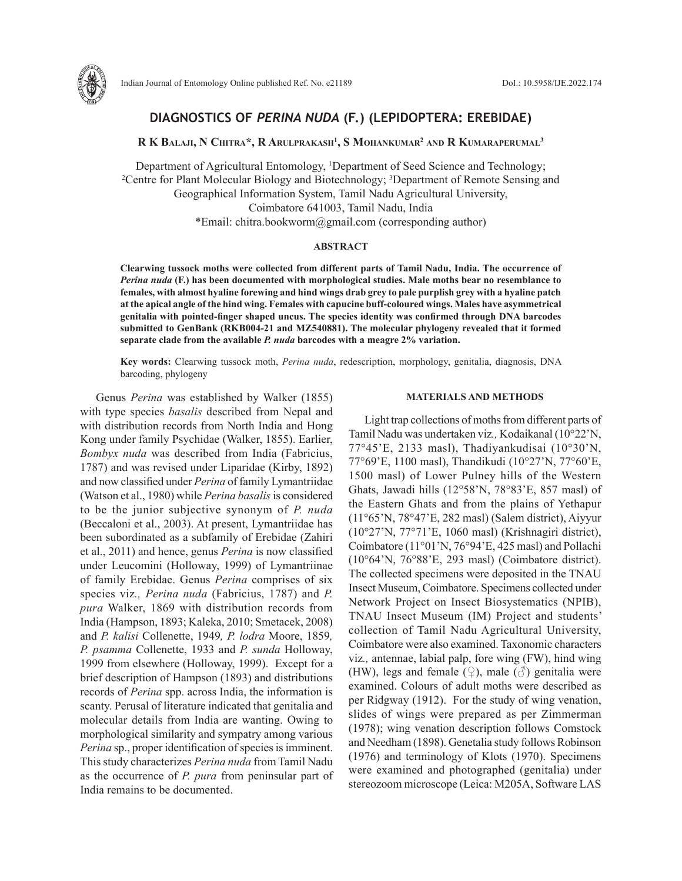# DIAGNOSTICS OF *PERINA NUDA* (F.) (LEPIDOPTERA: EREBIDAE)

**R K Balaji, N Chitra\*, R Arulprakash[1], S Mohankumar[2] and R Kumaraperumal[3]**

Department of Agricultural Entomology, [1]Department of Seed Science and Technology; [2]Centre for Plant Molecular Biology and Biotechnology; [3]Department of Remote Sensing and Geographical Information System, Tamil Nadu Agricultural University, Coimbatore 641003, Tamil Nadu, India

\*Email: chitra.bookworm@gmail.com (corresponding author)

## ABSTRACT

**Clearwing tussock moths were collected from different parts of Tamil Nadu, India. The occurrence of *Perina nuda* (F.) has been documented with morphological studies. Male moths bear no resemblance to females, with almost hyaline forewing and hind wings drab grey to pale purplish grey with a hyaline patch at the apical angle of the hind wing. Females with capucine buff-coloured wings. Males have asymmetrical genitalia with pointed-finger shaped uncus. The species identity was confirmed through DNA barcodes submitted to GenBank (RKB004-21 and MZ540881). The molecular phylogeny revealed that it formed separate clade from the available *P. nuda* barcodes with a meagre 2% variation.**

**Key words:** Clearwing tussock moth, *Perina nuda*, redescription, morphology, genitalia, diagnosis, DNA barcoding, phylogeny

Genus *Perina* was established by Walker (1855) with type species *basalis* described from Nepal and with distribution records from North India and Hong Kong under family Psychidae (Walker, 1855). Earlier, *Bombyx nuda* was described from India (Fabricius, 1787) and was revised under Liparidae (Kirby, 1892) and now classified under *Perina* of family Lymantriidae (Watson et al., 1980) while *Perina basalis* is considered to be the junior subjective synonym of *P. nuda* (Beccaloni et al., 2003). At present, Lymantriidae has been subordinated as a subfamily of Erebidae (Zahiri et al., 2011) and hence, genus *Perina* is now classified under Leucomini (Holloway, 1999) of Lymantriinae of family Erebidae. Genus *Perina* comprises of six species viz*., Perina nuda* (Fabricius, 1787) and *P. pura* Walker, 1869 with distribution records from India (Hampson, 1893; Kaleka, 2010; Smetacek, 2008) and *P. kalisi* Collenette, 1949*, P. lodra* Moore, 1859*, P. psamma* Collenette, 1933 and *P. sunda* Holloway, 1999 from elsewhere (Holloway, 1999). Except for a brief description of Hampson (1893) and distributions records of *Perina* spp. across India, the information is scanty. Perusal of literature indicated that genitalia and molecular details from India are wanting. Owing to morphological similarity and sympatry among various *Perina* sp., proper identification of species is imminent. This study characterizes *Perina nuda* from Tamil Nadu as the occurrence of *P. pura* from peninsular part of India remains to be documented.

## MATERIALS AND METHODS

Light trap collections of moths from different parts of Tamil Nadu was undertaken viz*.,* Kodaikanal (10°22'N, 77°45'E, 2133 masl), Thadiyankudisai (10°30'N, 77°69'E, 1100 masl), Thandikudi (10°27'N, 77°60'E, 1500 masl) of Lower Pulney hills of the Western Ghats, Jawadi hills (12°58'N, 78°83'E, 857 masl) of the Eastern Ghats and from the plains of Yethapur (11°65'N, 78°47'E, 282 masl) (Salem district), Aiyyur (10°27'N, 77°71'E, 1060 masl) (Krishnagiri district), Coimbatore (11°01'N, 76°94'E, 425 masl) and Pollachi (10°64'N, 76°88'E, 293 masl) (Coimbatore district). The collected specimens were deposited in the TNAU Insect Museum, Coimbatore. Specimens collected under Network Project on Insect Biosystematics (NPIB), TNAU Insect Museum (IM) Project and students' collection of Tamil Nadu Agricultural University, Coimbatore were also examined. Taxonomic characters viz*.,* antennae, labial palp, fore wing (FW), hind wing (HW), legs and female (♀), male (♂) genitalia were examined. Colours of adult moths were described as per Ridgway (1912). For the study of wing venation, slides of wings were prepared as per Zimmerman (1978); wing venation description follows Comstock and Needham (1898). Genetalia study follows Robinson (1976) and terminology of Klots (1970). Specimens were examined and photographed (genitalia) under stereozoom microscope (Leica: M205A, Software LAS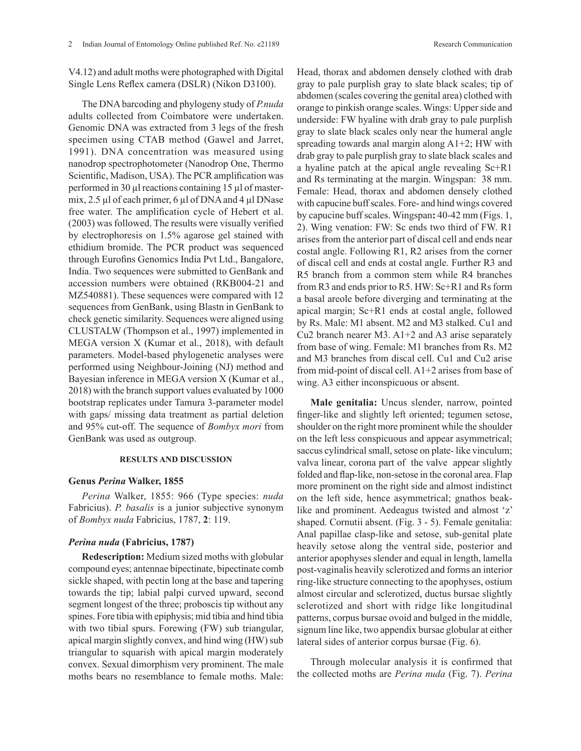V4.12) and adult moths were photographed with Digital Single Lens Reflex camera (DSLR) (Nikon D3100).

The DNA barcoding and phylogeny study of *P.nuda* adults collected from Coimbatore were undertaken. Genomic DNA was extracted from 3 legs of the fresh specimen using CTAB method (Gawel and Jarret, 1991). DNA concentration was measured using nanodrop spectrophotometer (Nanodrop One, Thermo Scientific, Madison, USA). The PCR amplification was performed in 30 µl reactions containing 15 µl of mastermix, 2.5 µl of each primer, 6 µl of DNA and 4 µl DNase free water. The amplification cycle of Hebert et al. (2003) was followed. The results were visually verified by electrophoresis on 1.5% agarose gel stained with ethidium bromide. The PCR product was sequenced through Eurofins Genomics India Pvt Ltd., Bangalore, India. Two sequences were submitted to GenBank and accession numbers were obtained (RKB004-21 and MZ540881). These sequences were compared with 12 sequences from GenBank, using Blastn in GenBank to check genetic similarity. Sequences were aligned using CLUSTALW (Thompson et al., 1997) implemented in MEGA version X (Kumar et al., 2018), with default parameters. Model-based phylogenetic analyses were performed using Neighbour-Joining (NJ) method and Bayesian inference in MEGA version X (Kumar et al., 2018) with the branch support values evaluated by 1000 bootstrap replicates under Tamura 3-parameter model with gaps/ missing data treatment as partial deletion and 95% cut-off. The sequence of *Bombyx mori* from GenBank was used as outgroup.

## RESULTS AND DISCUSSION

### Genus *Perina* Walker, 1855

*Perina* Walker, 1855: 966 (Type species: *nuda* Fabricius). *P. basalis* is a junior subjective synonym of *Bombyx nuda* Fabricius, 1787, **2**: 119.

### *Perina nuda* (Fabricius, 1787)

**Redescription:** Medium sized moths with globular compound eyes; antennae bipectinate, bipectinate comb sickle shaped, with pectin long at the base and tapering towards the tip; labial palpi curved upward, second segment longest of the three; proboscis tip without any spines. Fore tibia with epiphysis; mid tibia and hind tibia with two tibial spurs. Forewing (FW) sub triangular, apical margin slightly convex, and hind wing (HW) sub triangular to squarish with apical margin moderately convex. Sexual dimorphism very prominent. The male moths bears no resemblance to female moths. Male: Head, thorax and abdomen densely clothed with drab gray to pale purplish gray to slate black scales; tip of abdomen (scales covering the genital area) clothed with orange to pinkish orange scales. Wings: Upper side and underside: FW hyaline with drab gray to pale purplish gray to slate black scales only near the humeral angle spreading towards anal margin along A1+2; HW with drab gray to pale purplish gray to slate black scales and a hyaline patch at the apical angle revealing Sc+R1 and Rs terminating at the margin. Wingspan: 38 mm. Female: Head, thorax and abdomen densely clothed with capucine buff scales. Fore- and hind wings covered by capucine buff scales. Wingspan**:** 40-42 mm (Figs. 1, 2). Wing venation: FW: Sc ends two third of FW. R1 arises from the anterior part of discal cell and ends near costal angle. Following R1, R2 arises from the corner of discal cell and ends at costal angle. Further R3 and R5 branch from a common stem while R4 branches from R3 and ends prior to R5. HW: Sc+R1 and Rs form a basal areole before diverging and terminating at the apical margin; Sc+R1 ends at costal angle, followed by Rs. Male: M1 absent. M2 and M3 stalked. Cu1 and Cu2 branch nearer M3. A1+2 and A3 arise separately from base of wing. Female: M1 branches from Rs. M2 and M3 branches from discal cell. Cu1 and Cu2 arise from mid-point of discal cell. A1+2 arises from base of wing. A3 either inconspicuous or absent.

**Male genitalia:** Uncus slender, narrow, pointed finger-like and slightly left oriented; tegumen setose, shoulder on the right more prominent while the shoulder on the left less conspicuous and appear asymmetrical; saccus cylindrical small, setose on plate- like vinculum; valva linear, corona part of the valve appear slightly folded and flap-like, non-setose in the coronal area. Flap more prominent on the right side and almost indistinct on the left side, hence asymmetrical; gnathos beak-like and prominent. Aedeagus twisted and almost 'z' shaped. Cornutii absent. (Fig. 3 - 5). Female genitalia: Anal papillae clasp-like and setose, sub-genital plate heavily setose along the ventral side, posterior and anterior apophyses slender and equal in length, lamella post-vaginalis heavily sclerotized and forms an interior ring-like structure connecting to the apophyses, ostium almost circular and sclerotized, ductus bursae slightly sclerotized and short with ridge like longitudinal patterns, corpus bursae ovoid and bulged in the middle, signum line like, two appendix bursae globular at either lateral sides of anterior corpus bursae (Fig. 6).

Through molecular analysis it is confirmed that the collected moths are *Perina nuda* (Fig. 7). *Perina*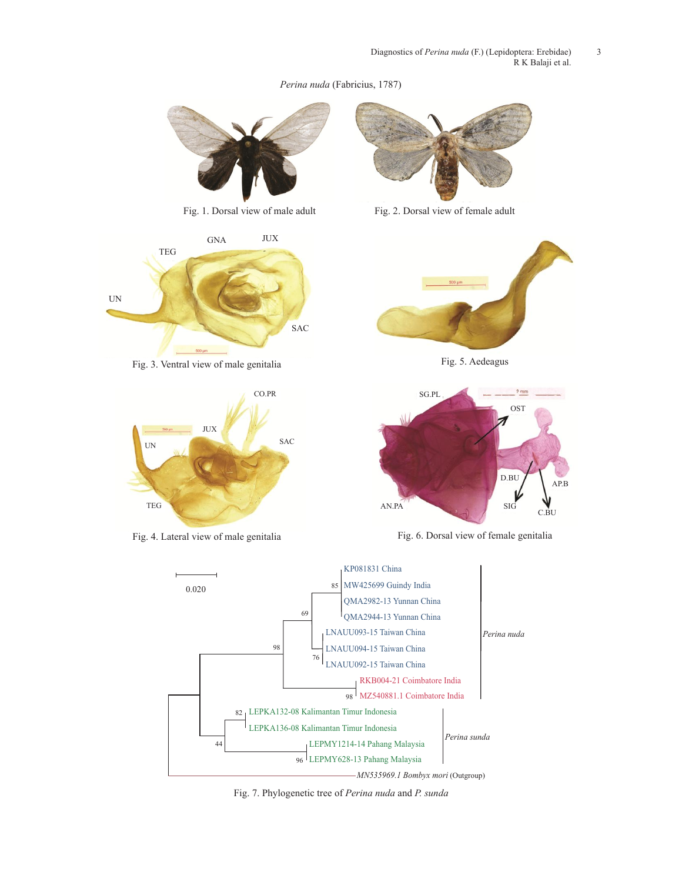*Perina nuda* (Fabricius, 1787)

Fig. 1. Dorsal view of male adult

Fig. 2. Dorsal view of female adult

Fig. 3. Ventral view of male genitalia

Fig. 5. Aedeagus

Fig. 4. Lateral view of male genitalia

Fig. 6. Dorsal view of female genitalia

Fig. 7. Phylogenetic tree of *Perina nuda* and *P. sunda*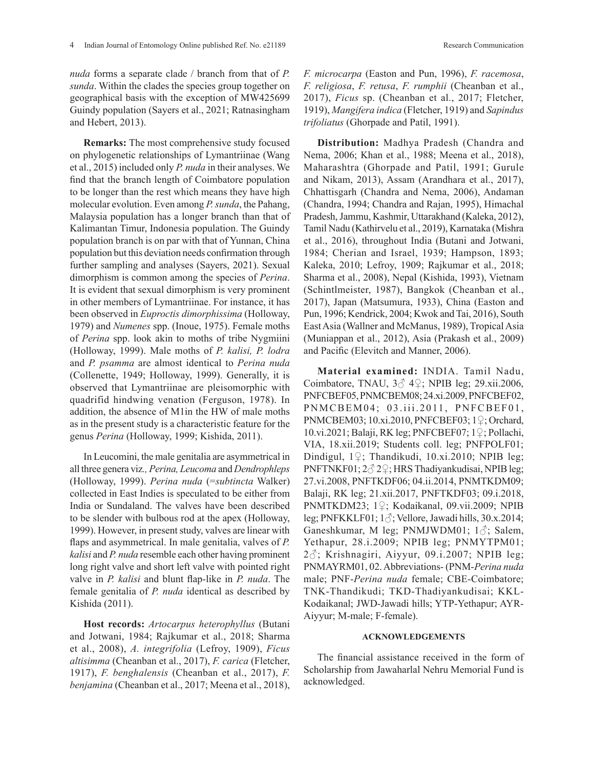*nuda* forms a separate clade / branch from that of *P. sunda*. Within the clades the species group together on geographical basis with the exception of MW425699 Guindy population (Sayers et al., 2021; Ratnasingham and Hebert, 2013).

**Remarks:** The most comprehensive study focused on phylogenetic relationships of Lymantriinae (Wang et al., 2015) included only *P. nuda* in their analyses. We find that the branch length of Coimbatore population to be longer than the rest which means they have high molecular evolution. Even among *P. sunda*, the Pahang, Malaysia population has a longer branch than that of Kalimantan Timur, Indonesia population. The Guindy population branch is on par with that of Yunnan, China population but this deviation needs confirmation through further sampling and analyses (Sayers, 2021). Sexual dimorphism is common among the species of *Perina*. It is evident that sexual dimorphism is very prominent in other members of Lymantriinae. For instance, it has been observed in *Euproctis dimorphissima* (Holloway, 1979) and *Numenes* spp. (Inoue, 1975). Female moths of *Perina* spp. look akin to moths of tribe Nygmiini (Holloway, 1999). Male moths of *P. kalisi, P. lodra* and *P. psamma* are almost identical to *Perina nuda* (Collenette, 1949; Holloway, 1999). Generally, it is observed that Lymantriinae are pleisomorphic with quadrifid hindwing venation (Ferguson, 1978). In addition, the absence of M1in the HW of male moths as in the present study is a characteristic feature for the genus *Perina* (Holloway, 1999; Kishida, 2011).

In Leucomini, the male genitalia are asymmetrical in all three genera viz*., Perina, Leucoma* and *Dendrophleps* (Holloway, 1999). *Perina nuda* (=*subtincta* Walker) collected in East Indies is speculated to be either from India or Sundaland. The valves have been described to be slender with bulbous rod at the apex (Holloway, 1999). However, in present study, valves are linear with flaps and asymmetrical. In male genitalia, valves of *P. kalisi* and *P. nuda* resemble each other having prominent long right valve and short left valve with pointed right valve in *P. kalisi* and blunt flap-like in *P. nuda*. The female genitalia of *P. nuda* identical as described by Kishida (2011).

**Host records:** *Artocarpus heterophyllus* (Butani and Jotwani, 1984; Rajkumar et al., 2018; Sharma et al., 2008), *A. integrifolia* (Lefroy, 1909), *Ficus altisimma* (Cheanban et al., 2017), *F. carica* (Fletcher, 1917), *F. benghalensis* (Cheanban et al., 2017), *F. benjamina* (Cheanban et al., 2017; Meena et al., 2018), *F. microcarpa* (Easton and Pun, 1996), *F. racemosa*, *F. religiosa*, *F. retusa*, *F. rumphii* (Cheanban et al., 2017), *Ficus* sp. (Cheanban et al., 2017; Fletcher, 1919), *Mangifera indica* (Fletcher, 1919) and *Sapindus trifoliatus* (Ghorpade and Patil, 1991).

**Distribution:** Madhya Pradesh (Chandra and Nema, 2006; Khan et al., 1988; Meena et al., 2018), Maharashtra (Ghorpade and Patil, 1991; Gurule and Nikam, 2013), Assam (Arandhara et al., 2017), Chhattisgarh (Chandra and Nema, 2006), Andaman (Chandra, 1994; Chandra and Rajan, 1995), Himachal Pradesh, Jammu, Kashmir, Uttarakhand (Kaleka, 2012), Tamil Nadu (Kathirvelu et al., 2019), Karnataka (Mishra et al., 2016), throughout India (Butani and Jotwani, 1984; Cherian and Israel, 1939; Hampson, 1893; Kaleka, 2010; Lefroy, 1909; Rajkumar et al., 2018; Sharma et al., 2008), Nepal (Kishida, 1993), Vietnam (Schintlmeister, 1987), Bangkok (Cheanban et al., 2017), Japan (Matsumura, 1933), China (Easton and Pun, 1996; Kendrick, 2004; Kwok and Tai, 2016), South East Asia (Wallner and McManus, 1989), Tropical Asia (Muniappan et al., 2012), Asia (Prakash et al., 2009) and Pacific (Elevitch and Manner, 2006).

**Material examined:** INDIA. Tamil Nadu, Coimbatore, TNAU, 3♂ 4♀; NPIB leg; 29.xii.2006, PNFCBEF05, PNMCBEM08; 24.xi.2009, PNFCBEF02, PNMCBEM04; 03.iii.2011, PNFCBEF01, PNMCBEM03; 10.xi.2010, PNFCBEF03; 1♀; Orchard, 10.vi.2021; Balaji, RK leg; PNFCBEF07; 1♀; Pollachi, VIA, 18.xii.2019; Students coll. leg; PNFPOLF01; Dindigul, 1♀; Thandikudi, 10.xi.2010; NPIB leg; PNFTNKF01; 2♂ 2♀; HRS Thadiyankudisai, NPIB leg; 27.vi.2008, PNFTKDF06; 04.ii.2014, PNMTKDM09; Balaji, RK leg; 21.xii.2017, PNFTKDF03; 09.i.2018, PNMTKDM23; 1♀; Kodaikanal, 09.vii.2009; NPIB leg; PNFKKLF01; 1♂; Vellore, Jawadi hills, 30.x.2014; Ganeshkumar, M leg; PNMJWDM01; 1♂; Salem, Yethapur, 28.i.2009; NPIB leg; PNMYTPM01; 2♂; Krishnagiri, Aiyyur, 09.i.2007; NPIB leg; PNMAYRM01, 02. Abbreviations- (PNM-*Perina nuda* male; PNF-*Perina nuda* female; CBE-Coimbatore; TNK-Thandikudi; TKD-Thadiyankudisai; KKL-Kodaikanal; JWD-Jawadi hills; YTP-Yethapur; AYR-Aiyyur; M-male; F-female).

## ACKNOWLEDGEMENTS

The financial assistance received in the form of Scholarship from Jawaharlal Nehru Memorial Fund is acknowledged.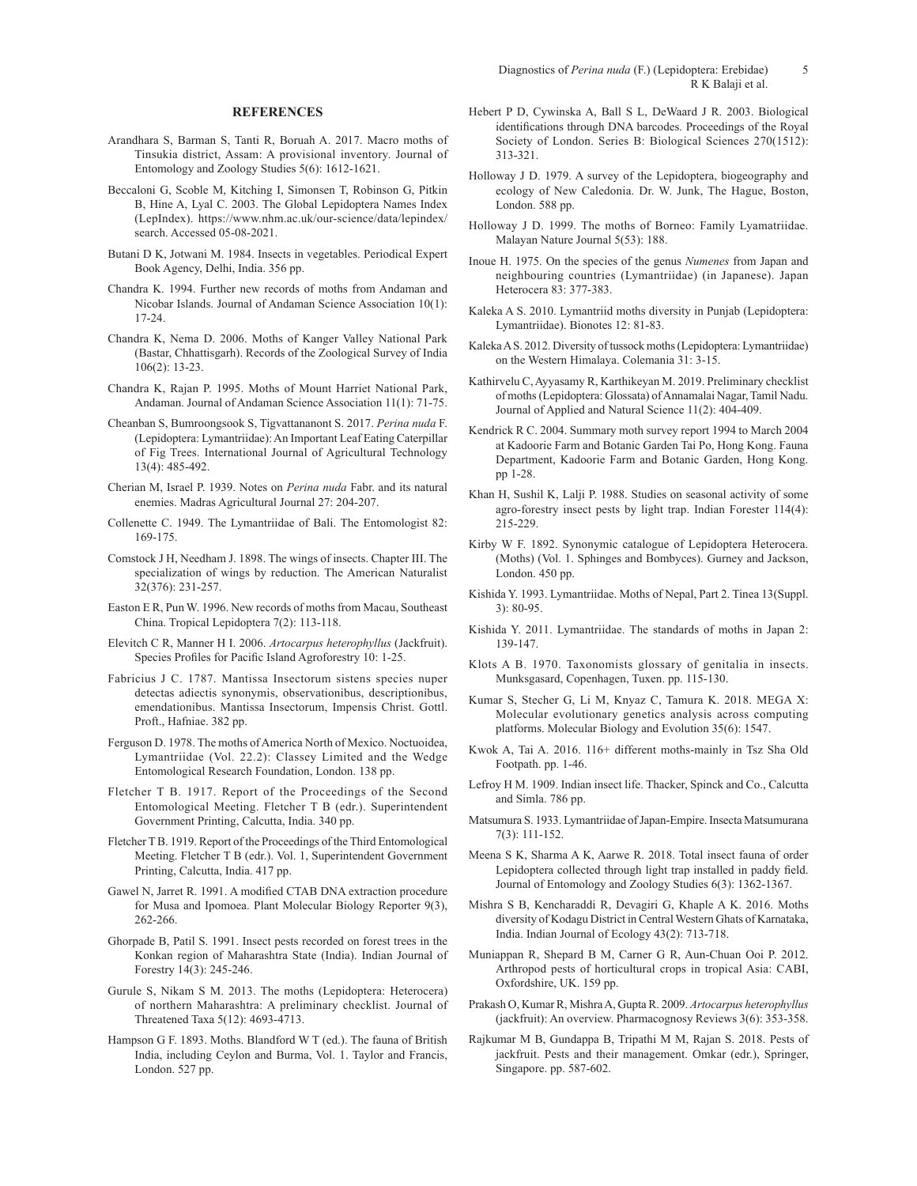## REFERENCES

Arandhara S, Barman S, Tanti R, Boruah A. 2017. Macro moths of Tinsukia district, Assam: A provisional inventory. Journal of Entomology and Zoology Studies 5(6): 1612-1621.

Beccaloni G, Scoble M, Kitching I, Simonsen T, Robinson G, Pitkin B, Hine A, Lyal C. 2003. The Global Lepidoptera Names Index (LepIndex). https://www.nhm.ac.uk/our-science/data/lepindex/search. Accessed 05-08-2021.

Butani D K, Jotwani M. 1984. Insects in vegetables. Periodical Expert Book Agency, Delhi, India. 356 pp.

Chandra K. 1994. Further new records of moths from Andaman and Nicobar Islands. Journal of Andaman Science Association 10(1): 17-24.

Chandra K, Nema D. 2006. Moths of Kanger Valley National Park (Bastar, Chhattisgarh). Records of the Zoological Survey of India 106(2): 13-23.

Chandra K, Rajan P. 1995. Moths of Mount Harriet National Park, Andaman. Journal of Andaman Science Association 11(1): 71-75.

Cheanban S, Bumroongsook S, Tigvattananont S. 2017. *Perina nuda* F. (Lepidoptera: Lymantriidae): An Important Leaf Eating Caterpillar of Fig Trees. International Journal of Agricultural Technology 13(4): 485-492.

Cherian M, Israel P. 1939. Notes on *Perina nuda* Fabr. and its natural enemies. Madras Agricultural Journal 27: 204-207.

Collenette C. 1949. The Lymantriidae of Bali. The Entomologist 82: 169-175.

Comstock J H, Needham J. 1898. The wings of insects. Chapter III. The specialization of wings by reduction. The American Naturalist 32(376): 231-257.

Easton E R, Pun W. 1996. New records of moths from Macau, Southeast China. Tropical Lepidoptera 7(2): 113-118.

Elevitch C R, Manner H I. 2006. *Artocarpus heterophyllus* (Jackfruit). Species Profiles for Pacific Island Agroforestry 10: 1-25.

Fabricius J C. 1787. Mantissa Insectorum sistens species nuper detectas adiectis synonymis, observationibus, descriptionibus, emendationibus. Mantissa Insectorum, Impensis Christ. Gottl. Proft., Hafniae. 382 pp.

Ferguson D. 1978. The moths of America North of Mexico. Noctuoidea, Lymantriidae (Vol. 22.2): Classey Limited and the Wedge Entomological Research Foundation, London. 138 pp.

Fletcher T B. 1917. Report of the Proceedings of the Second Entomological Meeting. Fletcher T B (edr.). Superintendent Government Printing, Calcutta, India. 340 pp.

Fletcher T B. 1919. Report of the Proceedings of the Third Entomological Meeting. Fletcher T B (edr.). Vol. 1, Superintendent Government Printing, Calcutta, India. 417 pp.

Gawel N, Jarret R. 1991. A modified CTAB DNA extraction procedure for Musa and Ipomoea. Plant Molecular Biology Reporter 9(3), 262-266.

Ghorpade B, Patil S. 1991. Insect pests recorded on forest trees in the Konkan region of Maharashtra State (India). Indian Journal of Forestry 14(3): 245-246.

Gurule S, Nikam S M. 2013. The moths (Lepidoptera: Heterocera) of northern Maharashtra: A preliminary checklist. Journal of Threatened Taxa 5(12): 4693-4713.

Hampson G F. 1893. Moths. Blandford W T (ed.). The fauna of British India, including Ceylon and Burma, Vol. 1. Taylor and Francis, London. 527 pp.

Hebert P D, Cywinska A, Ball S L, DeWaard J R. 2003. Biological identifications through DNA barcodes. Proceedings of the Royal Society of London. Series B: Biological Sciences 270(1512): 313-321.

Holloway J D. 1979. A survey of the Lepidoptera, biogeography and ecology of New Caledonia. Dr. W. Junk, The Hague, Boston, London. 588 pp.

Holloway J D. 1999. The moths of Borneo: Family Lyamatriidae. Malayan Nature Journal 5(53): 188.

Inoue H. 1975. On the species of the genus *Numenes* from Japan and neighbouring countries (Lymantriidae) (in Japanese). Japan Heterocera 83: 377-383.

Kaleka A S. 2010. Lymantriid moths diversity in Punjab (Lepidoptera: Lymantriidae). Bionotes 12: 81-83.

Kaleka A S. 2012. Diversity of tussock moths (Lepidoptera: Lymantriidae) on the Western Himalaya. Colemania 31: 3-15.

Kathirvelu C, Ayyasamy R, Karthikeyan M. 2019. Preliminary checklist of moths (Lepidoptera: Glossata) of Annamalai Nagar, Tamil Nadu. Journal of Applied and Natural Science 11(2): 404-409.

Kendrick R C. 2004. Summary moth survey report 1994 to March 2004 at Kadoorie Farm and Botanic Garden Tai Po, Hong Kong. Fauna Department, Kadoorie Farm and Botanic Garden, Hong Kong. pp 1-28.

Khan H, Sushil K, Lalji P. 1988. Studies on seasonal activity of some agro-forestry insect pests by light trap. Indian Forester 114(4): 215-229.

Kirby W F. 1892. Synonymic catalogue of Lepidoptera Heterocera. (Moths) (Vol. 1. Sphinges and Bombyces). Gurney and Jackson, London. 450 pp.

Kishida Y. 1993. Lymantriidae. Moths of Nepal, Part 2. Tinea 13(Suppl. 3): 80-95.

Kishida Y. 2011. Lymantriidae. The standards of moths in Japan 2: 139-147.

Klots A B. 1970. Taxonomists glossary of genitalia in insects. Munksgasard, Copenhagen, Tuxen. pp. 115-130.

Kumar S, Stecher G, Li M, Knyaz C, Tamura K. 2018. MEGA X: Molecular evolutionary genetics analysis across computing platforms. Molecular Biology and Evolution 35(6): 1547.

Kwok A, Tai A. 2016. 116+ different moths-mainly in Tsz Sha Old Footpath. pp. 1-46.

Lefroy H M. 1909. Indian insect life. Thacker, Spinck and Co., Calcutta and Simla. 786 pp.

Matsumura S. 1933. Lymantriidae of Japan-Empire. Insecta Matsumurana 7(3): 111-152.

Meena S K, Sharma A K, Aarwe R. 2018. Total insect fauna of order Lepidoptera collected through light trap installed in paddy field. Journal of Entomology and Zoology Studies 6(3): 1362-1367.

Mishra S B, Kencharaddi R, Devagiri G, Khaple A K. 2016. Moths diversity of Kodagu District in Central Western Ghats of Karnataka, India. Indian Journal of Ecology 43(2): 713-718.

Muniappan R, Shepard B M, Carner G R, Aun-Chuan Ooi P. 2012. Arthropod pests of horticultural crops in tropical Asia: CABI, Oxfordshire, UK. 159 pp.

Prakash O, Kumar R, Mishra A, Gupta R. 2009. *Artocarpus heterophyllus* (jackfruit): An overview. Pharmacognosy Reviews 3(6): 353-358.

Rajkumar M B, Gundappa B, Tripathi M M, Rajan S. 2018. Pests of jackfruit. Pests and their management. Omkar (edr.), Springer, Singapore. pp. 587-602.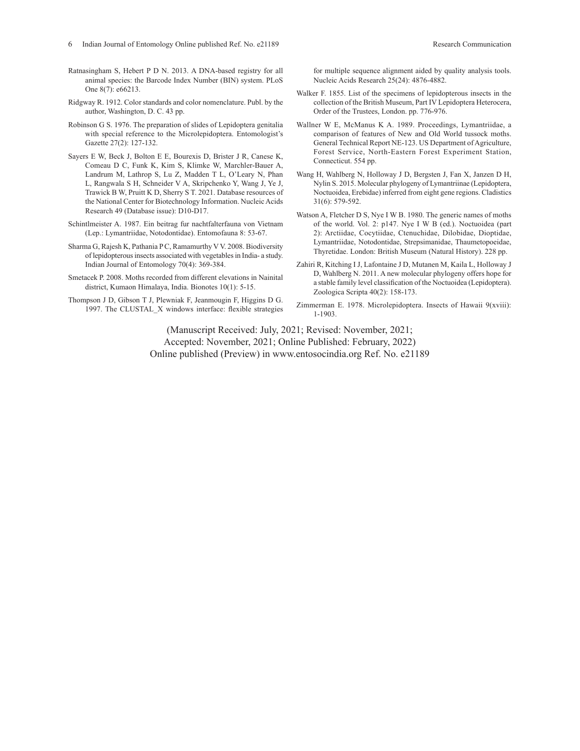Ratnasingham S, Hebert P D N. 2013. A DNA-based registry for all animal species: the Barcode Index Number (BIN) system. PLoS One 8(7): e66213.

Ridgway R. 1912. Color standards and color nomenclature. Publ. by the author, Washington, D. C. 43 pp.

Robinson G S. 1976. The preparation of slides of Lepidoptera genitalia with special reference to the Microlepidoptera. Entomologist's Gazette 27(2): 127-132.

Sayers E W, Beck J, Bolton E E, Bourexis D, Brister J R, Canese K, Comeau D C, Funk K, Kim S, Klimke W, Marchler-Bauer A, Landrum M, Lathrop S, Lu Z, Madden T L, O'Leary N, Phan L, Rangwala S H, Schneider V A, Skripchenko Y, Wang J, Ye J, Trawick B W, Pruitt K D, Sherry S T. 2021. Database resources of the National Center for Biotechnology Information. Nucleic Acids Research 49 (Database issue): D10-D17.

Schintlmeister A. 1987. Ein beitrag fur nachtfalterfauna von Vietnam (Lep.: Lymantriidae, Notodontidae). Entomofauna 8: 53-67.

Sharma G, Rajesh K, Pathania P C, Ramamurthy V V. 2008. Biodiversity of lepidopterous insects associated with vegetables in India- a study. Indian Journal of Entomology 70(4): 369-384.

Smetacek P. 2008. Moths recorded from different elevations in Nainital district, Kumaon Himalaya, India. Bionotes 10(1): 5-15.

Thompson J D, Gibson T J, Plewniak F, Jeanmougin F, Higgins D G. 1997. The CLUSTAL_X windows interface: flexible strategies for multiple sequence alignment aided by quality analysis tools. Nucleic Acids Research 25(24): 4876-4882.

Walker F. 1855. List of the specimens of lepidopterous insects in the collection of the British Museum, Part IV Lepidoptera Heterocera, Order of the Trustees, London. pp. 776-976.

Wallner W E, McManus K A. 1989. Proceedings, Lymantriidae, a comparison of features of New and Old World tussock moths. General Technical Report NE-123. US Department of Agriculture, Forest Service, North-Eastern Forest Experiment Station, Connecticut. 554 pp.

Wang H, Wahlberg N, Holloway J D, Bergsten J, Fan X, Janzen D H, Nylin S. 2015. Molecular phylogeny of Lymantriinae (Lepidoptera, Noctuoidea, Erebidae) inferred from eight gene regions. Cladistics 31(6): 579-592.

Watson A, Fletcher D S, Nye I W B. 1980. The generic names of moths of the world. Vol. 2: p147. Nye I W B (ed.). Noctuoidea (part 2): Arctiidae, Cocytiidae, Ctenuchidae, Dilobidae, Dioptidae, Lymantriidae, Notodontidae, Strepsimanidae, Thaumetopoeidae, Thyretidae. London: British Museum (Natural History). 228 pp.

Zahiri R, Kitching I J, Lafontaine J D, Mutanen M, Kaila L, Holloway J D, Wahlberg N. 2011. A new molecular phylogeny offers hope for a stable family level classification of the Noctuoidea (Lepidoptera). Zoologica Scripta 40(2): 158-173.

Zimmerman E. 1978. Microlepidoptera. Insects of Hawaii 9(xviii): 1-1903.

(Manuscript Received: July, 2021; Revised: November, 2021; Accepted: November, 2021; Online Published: February, 2022)
Online published (Preview) in www.entosocindia.org Ref. No. e21189